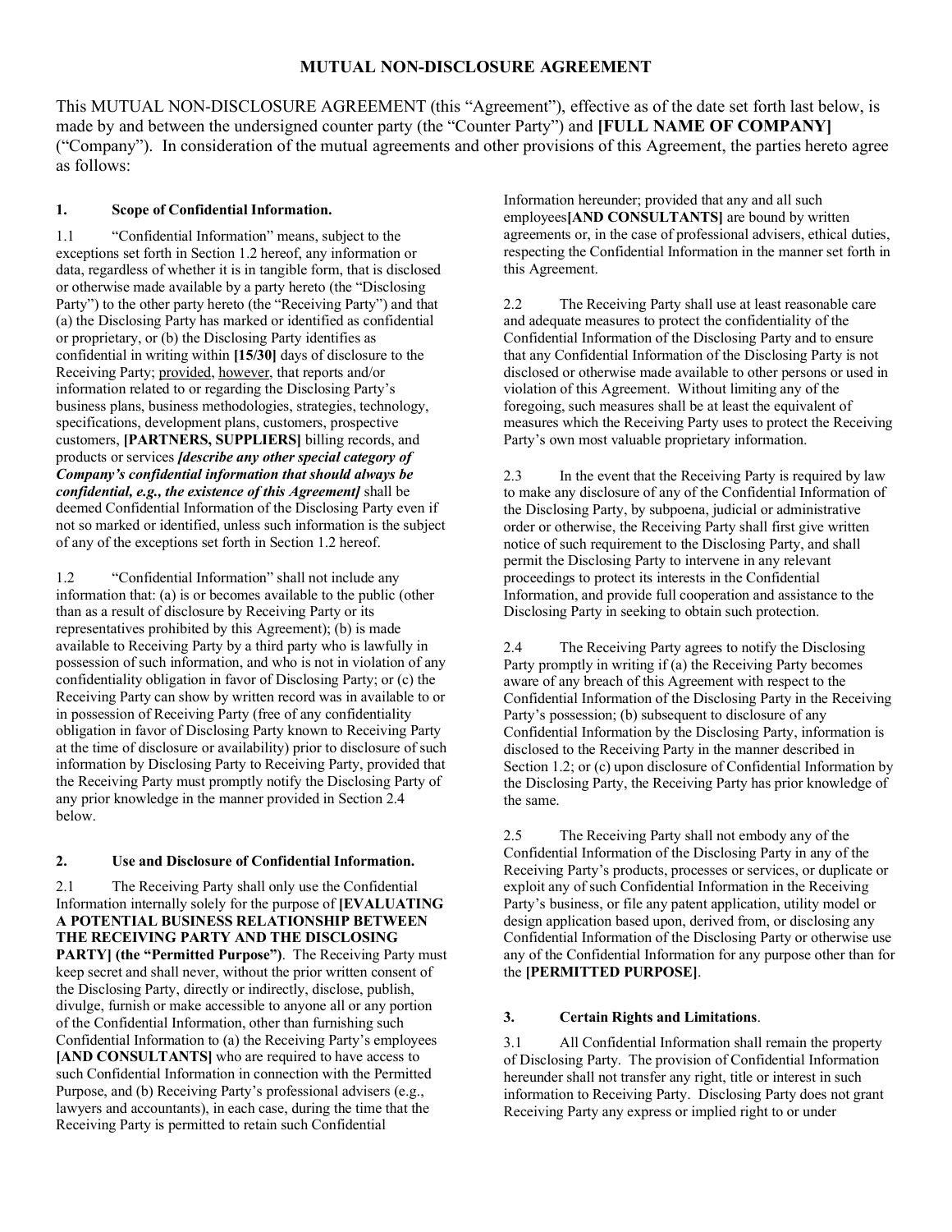# MUTUAL NON-DISCLOSURE AGREEMENT

This MUTUAL NON-DISCLOSURE AGREEMENT (this "Agreement"), effective as of the date set forth last below, is made by and between the undersigned counter party (the "Counter Party") and **[FULL NAME OF COMPANY]** ("Company"). In consideration of the mutual agreements and other provisions of this Agreement, the parties hereto agree as follows:

## 1. Scope of Confidential Information.

1.1 "Confidential Information" means, subject to the exceptions set forth in Section 1.2 hereof, any information or data, regardless of whether it is in tangible form, that is disclosed or otherwise made available by a party hereto (the "Disclosing Party") to the other party hereto (the "Receiving Party") and that (a) the Disclosing Party has marked or identified as confidential or proprietary, or (b) the Disclosing Party identifies as confidential in writing within **[15/30]** days of disclosure to the Receiving Party; provided, however, that reports and/or information related to or regarding the Disclosing Party's business plans, business methodologies, strategies, technology, specifications, development plans, customers, prospective customers, **[PARTNERS, SUPPLIERS]** billing records, and products or services ***[describe any other special category of Company's confidential information that should always be confidential, e.g., the existence of this Agreement]*** shall be deemed Confidential Information of the Disclosing Party even if not so marked or identified, unless such information is the subject of any of the exceptions set forth in Section 1.2 hereof.

1.2 "Confidential Information" shall not include any information that: (a) is or becomes available to the public (other than as a result of disclosure by Receiving Party or its representatives prohibited by this Agreement); (b) is made available to Receiving Party by a third party who is lawfully in possession of such information, and who is not in violation of any confidentiality obligation in favor of Disclosing Party; or (c) the Receiving Party can show by written record was in available to or in possession of Receiving Party (free of any confidentiality obligation in favor of Disclosing Party known to Receiving Party at the time of disclosure or availability) prior to disclosure of such information by Disclosing Party to Receiving Party, provided that the Receiving Party must promptly notify the Disclosing Party of any prior knowledge in the manner provided in Section 2.4 below.

## 2. Use and Disclosure of Confidential Information.

2.1 The Receiving Party shall only use the Confidential Information internally solely for the purpose of **[EVALUATING A POTENTIAL BUSINESS RELATIONSHIP BETWEEN THE RECEIVING PARTY AND THE DISCLOSING PARTY] (the "Permitted Purpose")**. The Receiving Party must keep secret and shall never, without the prior written consent of the Disclosing Party, directly or indirectly, disclose, publish, divulge, furnish or make accessible to anyone all or any portion of the Confidential Information, other than furnishing such Confidential Information to (a) the Receiving Party's employees **[AND CONSULTANTS]** who are required to have access to such Confidential Information in connection with the Permitted Purpose, and (b) Receiving Party's professional advisers (e.g., lawyers and accountants), in each case, during the time that the Receiving Party is permitted to retain such Confidential Information hereunder; provided that any and all such employees**[AND CONSULTANTS]** are bound by written agreements or, in the case of professional advisers, ethical duties, respecting the Confidential Information in the manner set forth in this Agreement.

2.2 The Receiving Party shall use at least reasonable care and adequate measures to protect the confidentiality of the Confidential Information of the Disclosing Party and to ensure that any Confidential Information of the Disclosing Party is not disclosed or otherwise made available to other persons or used in violation of this Agreement. Without limiting any of the foregoing, such measures shall be at least the equivalent of measures which the Receiving Party uses to protect the Receiving Party's own most valuable proprietary information.

2.3 In the event that the Receiving Party is required by law to make any disclosure of any of the Confidential Information of the Disclosing Party, by subpoena, judicial or administrative order or otherwise, the Receiving Party shall first give written notice of such requirement to the Disclosing Party, and shall permit the Disclosing Party to intervene in any relevant proceedings to protect its interests in the Confidential Information, and provide full cooperation and assistance to the Disclosing Party in seeking to obtain such protection.

2.4 The Receiving Party agrees to notify the Disclosing Party promptly in writing if (a) the Receiving Party becomes aware of any breach of this Agreement with respect to the Confidential Information of the Disclosing Party in the Receiving Party's possession; (b) subsequent to disclosure of any Confidential Information by the Disclosing Party, information is disclosed to the Receiving Party in the manner described in Section 1.2; or (c) upon disclosure of Confidential Information by the Disclosing Party, the Receiving Party has prior knowledge of the same.

2.5 The Receiving Party shall not embody any of the Confidential Information of the Disclosing Party in any of the Receiving Party's products, processes or services, or duplicate or exploit any of such Confidential Information in the Receiving Party's business, or file any patent application, utility model or design application based upon, derived from, or disclosing any Confidential Information of the Disclosing Party or otherwise use any of the Confidential Information for any purpose other than for the **[PERMITTED PURPOSE]**.

## 3. Certain Rights and Limitations.

3.1 All Confidential Information shall remain the property of Disclosing Party. The provision of Confidential Information hereunder shall not transfer any right, title or interest in such information to Receiving Party. Disclosing Party does not grant Receiving Party any express or implied right to or under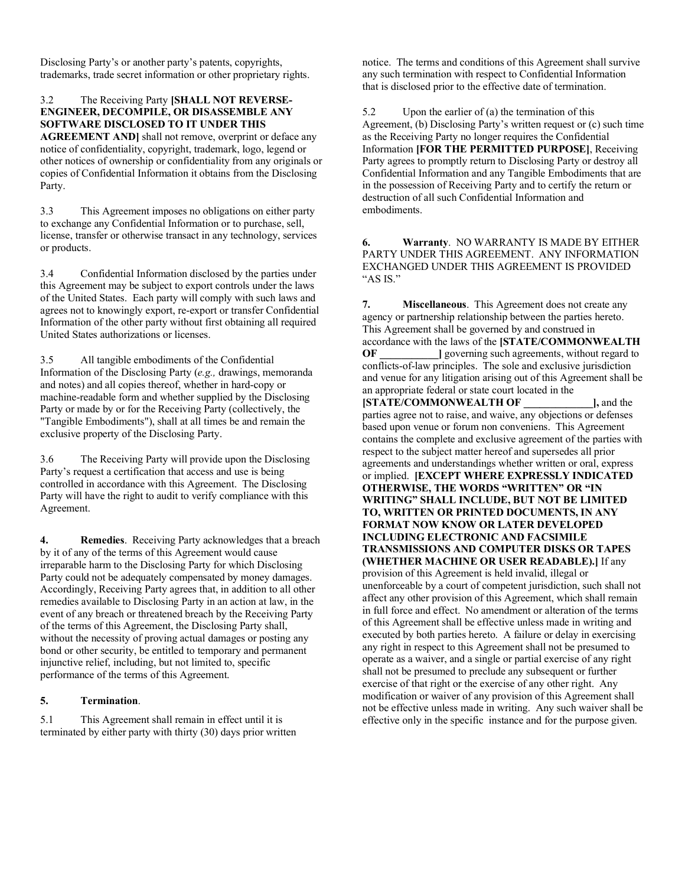Disclosing Party's or another party's patents, copyrights, trademarks, trade secret information or other proprietary rights.

3.2 The Receiving Party **[SHALL NOT REVERSE-ENGINEER, DECOMPILE, OR DISASSEMBLE ANY SOFTWARE DISCLOSED TO IT UNDER THIS AGREEMENT AND]** shall not remove, overprint or deface any notice of confidentiality, copyright, trademark, logo, legend or other notices of ownership or confidentiality from any originals or copies of Confidential Information it obtains from the Disclosing Party.

3.3 This Agreement imposes no obligations on either party to exchange any Confidential Information or to purchase, sell, license, transfer or otherwise transact in any technology, services or products.

3.4 Confidential Information disclosed by the parties under this Agreement may be subject to export controls under the laws of the United States. Each party will comply with such laws and agrees not to knowingly export, re-export or transfer Confidential Information of the other party without first obtaining all required United States authorizations or licenses.

3.5 All tangible embodiments of the Confidential Information of the Disclosing Party (*e.g.,* drawings, memoranda and notes) and all copies thereof, whether in hard-copy or machine-readable form and whether supplied by the Disclosing Party or made by or for the Receiving Party (collectively, the "Tangible Embodiments"), shall at all times be and remain the exclusive property of the Disclosing Party.

3.6 The Receiving Party will provide upon the Disclosing Party's request a certification that access and use is being controlled in accordance with this Agreement. The Disclosing Party will have the right to audit to verify compliance with this Agreement.

**4. Remedies**. Receiving Party acknowledges that a breach by it of any of the terms of this Agreement would cause irreparable harm to the Disclosing Party for which Disclosing Party could not be adequately compensated by money damages. Accordingly, Receiving Party agrees that, in addition to all other remedies available to Disclosing Party in an action at law, in the event of any breach or threatened breach by the Receiving Party of the terms of this Agreement, the Disclosing Party shall, without the necessity of proving actual damages or posting any bond or other security, be entitled to temporary and permanent injunctive relief, including, but not limited to, specific performance of the terms of this Agreement.

**5. Termination**.

5.1 This Agreement shall remain in effect until it is terminated by either party with thirty (30) days prior written notice. The terms and conditions of this Agreement shall survive any such termination with respect to Confidential Information that is disclosed prior to the effective date of termination.

5.2 Upon the earlier of (a) the termination of this Agreement, (b) Disclosing Party's written request or (c) such time as the Receiving Party no longer requires the Confidential Information **[FOR THE PERMITTED PURPOSE]**, Receiving Party agrees to promptly return to Disclosing Party or destroy all Confidential Information and any Tangible Embodiments that are in the possession of Receiving Party and to certify the return or destruction of all such Confidential Information and embodiments.

**6. Warranty**. NO WARRANTY IS MADE BY EITHER PARTY UNDER THIS AGREEMENT. ANY INFORMATION EXCHANGED UNDER THIS AGREEMENT IS PROVIDED "AS IS."

**7. Miscellaneous**. This Agreement does not create any agency or partnership relationship between the parties hereto. This Agreement shall be governed by and construed in accordance with the laws of the **[STATE/COMMONWEALTH OF \_\_\_\_\_\_\_\_\_\_\_]** governing such agreements, without regard to conflicts-of-law principles. The sole and exclusive jurisdiction and venue for any litigation arising out of this Agreement shall be an appropriate federal or state court located in the **[STATE/COMMONWEALTH OF \_\_\_\_\_\_\_\_\_\_\_\_\_],** and the parties agree not to raise, and waive, any objections or defenses based upon venue or forum non conveniens. This Agreement contains the complete and exclusive agreement of the parties with respect to the subject matter hereof and supersedes all prior agreements and understandings whether written or oral, express or implied. **[EXCEPT WHERE EXPRESSLY INDICATED OTHERWISE, THE WORDS "WRITTEN" OR "IN WRITING" SHALL INCLUDE, BUT NOT BE LIMITED TO, WRITTEN OR PRINTED DOCUMENTS, IN ANY FORMAT NOW KNOW OR LATER DEVELOPED INCLUDING ELECTRONIC AND FACSIMILE TRANSMISSIONS AND COMPUTER DISKS OR TAPES (WHETHER MACHINE OR USER READABLE).]** If any provision of this Agreement is held invalid, illegal or unenforceable by a court of competent jurisdiction, such shall not affect any other provision of this Agreement, which shall remain in full force and effect. No amendment or alteration of the terms of this Agreement shall be effective unless made in writing and executed by both parties hereto. A failure or delay in exercising any right in respect to this Agreement shall not be presumed to operate as a waiver, and a single or partial exercise of any right shall not be presumed to preclude any subsequent or further exercise of that right or the exercise of any other right. Any modification or waiver of any provision of this Agreement shall not be effective unless made in writing. Any such waiver shall be effective only in the specific instance and for the purpose given.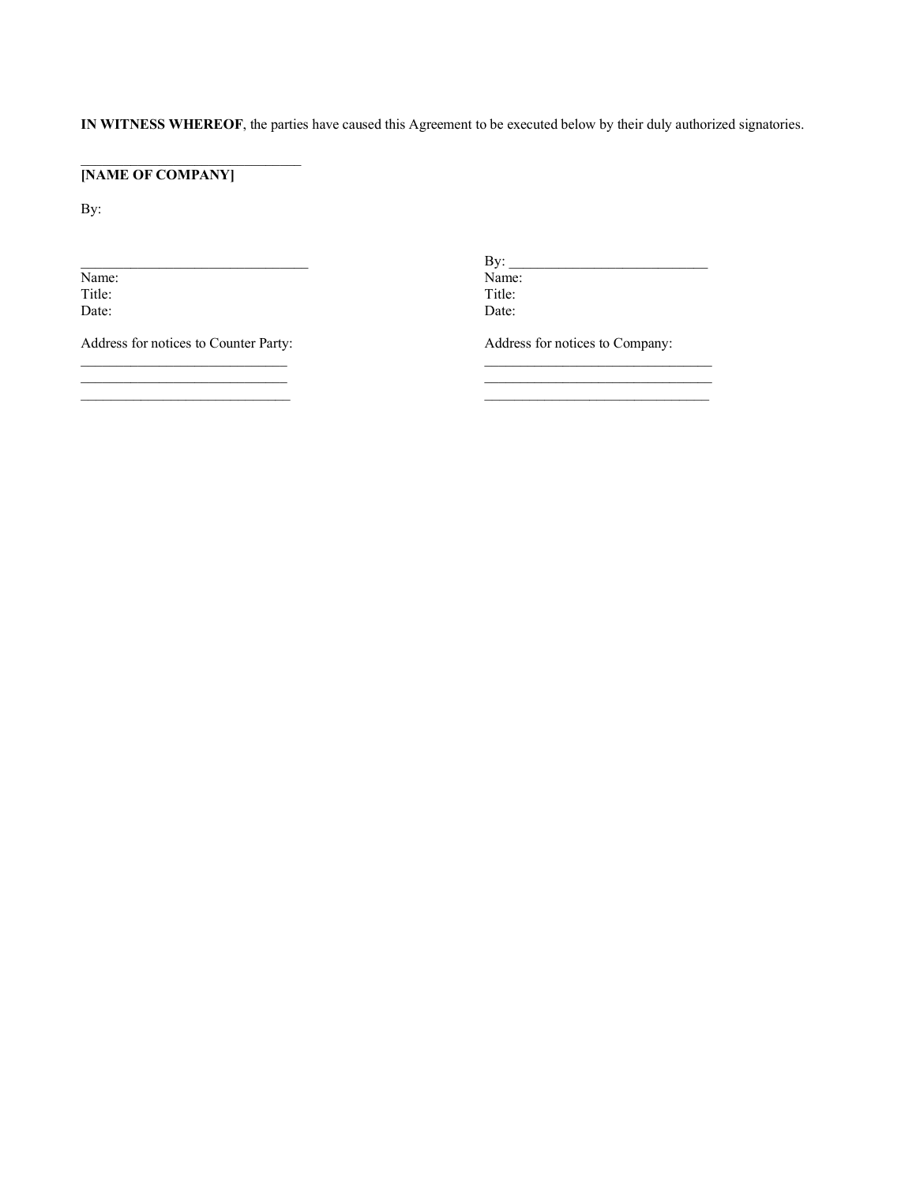**IN WITNESS WHEREOF**, the parties have caused this Agreement to be executed below by their duly authorized signatories.

______________________________
**[NAME OF COMPANY]**

By:

______________________________
Name:
Title:
Date:

Address for notices to Counter Party:
______________________________
______________________________
______________________________

By: ______________________________
Name:
Title:
Date:

Address for notices to Company:
______________________________
______________________________
______________________________